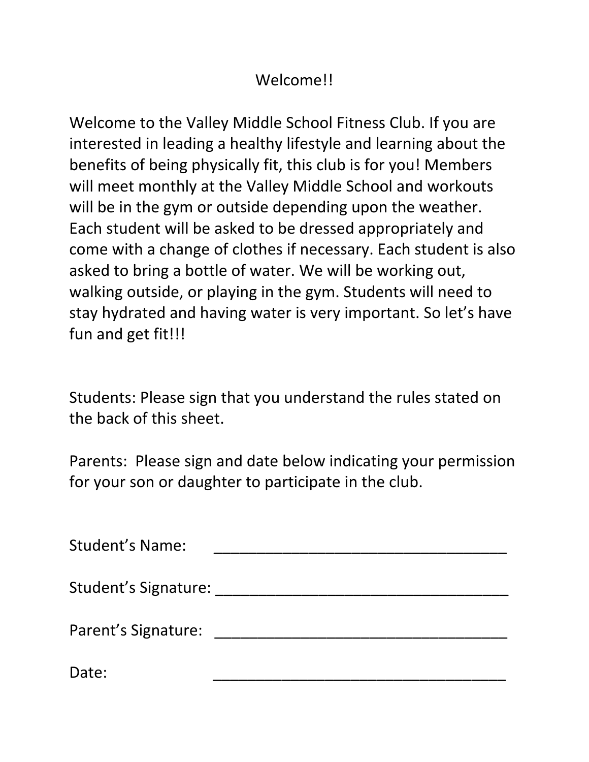# Welcome!!

Welcome to the Valley Middle School Fitness Club. If you are interested in leading a healthy lifestyle and learning about the benefits of being physically fit, this club is for you! Members will meet monthly at the Valley Middle School and workouts will be in the gym or outside depending upon the weather. Each student will be asked to be dressed appropriately and come with a change of clothes if necessary. Each student is also asked to bring a bottle of water. We will be working out, walking outside, or playing in the gym. Students will need to stay hydrated and having water is very important. So let's have fun and get fit!!!

Students: Please sign that you understand the rules stated on the back of this sheet.

Parents: Please sign and date below indicating your permission for your son or daughter to participate in the club.

Student's Name: ___________________________________

Student's Signature: ___________________________________

Parent's Signature: ___________________________________

Date: ___________________________________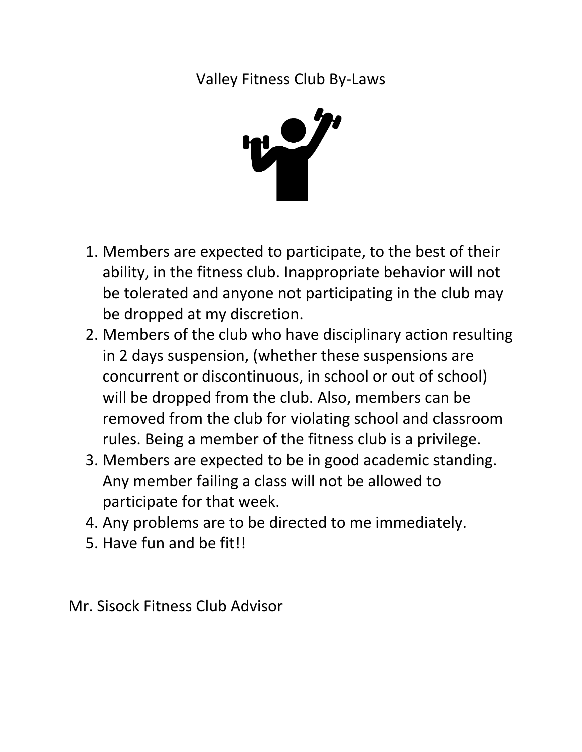# Valley Fitness Club By-Laws

1. Members are expected to participate, to the best of their ability, in the fitness club. Inappropriate behavior will not be tolerated and anyone not participating in the club may be dropped at my discretion.
2. Members of the club who have disciplinary action resulting in 2 days suspension, (whether these suspensions are concurrent or discontinuous, in school or out of school) will be dropped from the club. Also, members can be removed from the club for violating school and classroom rules. Being a member of the fitness club is a privilege.
3. Members are expected to be in good academic standing. Any member failing a class will not be allowed to participate for that week.
4. Any problems are to be directed to me immediately.
5. Have fun and be fit!!

Mr. Sisock Fitness Club Advisor